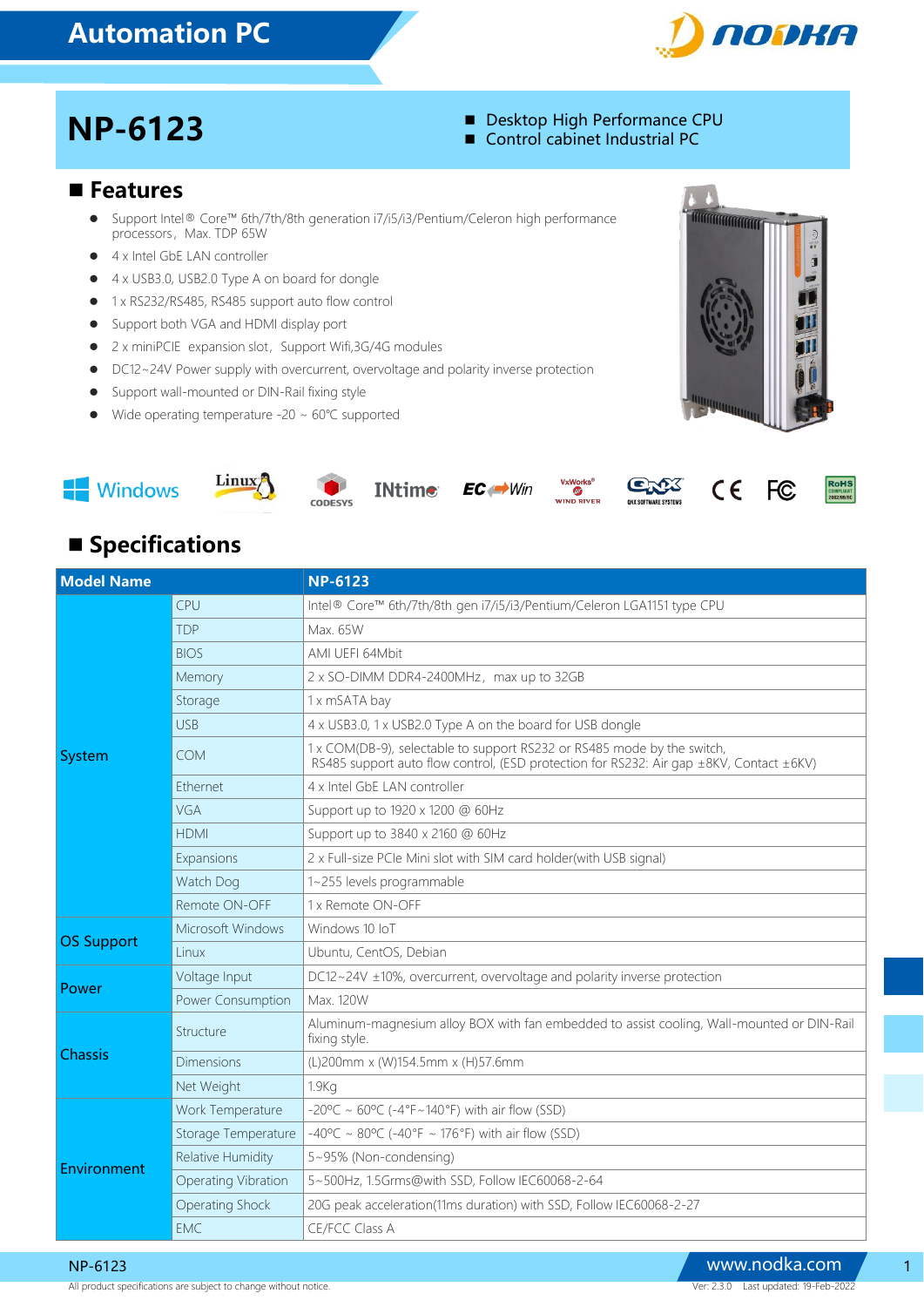# Automation PC

## NP-6123

- Desktop High Performance CPU
- Control cabinet Industrial PC

## Features

- Support Intel® Core™ 6th/7th/8th generation i7/i5/i3/Pentium/Celeron high performance processors，Max. TDP 65W
- 4 x Intel GbE LAN controller
- 4 x USB3.0, USB2.0 Type A on board for dongle
- 1 x RS232/RS485, RS485 support auto flow control
- Support both VGA and HDMI display port
- 2 x miniPCIE expansion slot，Support Wifi,3G/4G modules
- DC12~24V Power supply with overcurrent, overvoltage and polarity inverse protection
- Support wall-mounted or DIN-Rail fixing style
- Wide operating temperature -20 ~ 60℃ supported

## Specifications

| Model Name | | NP-6123 |
|---|---|---|
| System | CPU | Intel® Core™ 6th/7th/8th gen i7/i5/i3/Pentium/Celeron LGA1151 type CPU |
| | TDP | Max. 65W |
| | BIOS | AMI UEFI 64Mbit |
| | Memory | 2 x SO-DIMM DDR4-2400MHz，max up to 32GB |
| | Storage | 1 x mSATA bay |
| | USB | 4 x USB3.0, 1 x USB2.0 Type A on the board for USB dongle |
| | COM | 1 x COM(DB-9), selectable to support RS232 or RS485 mode by the switch, RS485 support auto flow control, (ESD protection for RS232: Air gap ±8KV, Contact ±6KV) |
| | Ethernet | 4 x Intel GbE LAN controller |
| | VGA | Support up to 1920 x 1200 @ 60Hz |
| | HDMI | Support up to 3840 x 2160 @ 60Hz |
| | Expansions | 2 x Full-size PCIe Mini slot with SIM card holder(with USB signal) |
| | Watch Dog | 1~255 levels programmable |
| | Remote ON-OFF | 1 x Remote ON-OFF |
| OS Support | Microsoft Windows | Windows 10 IoT |
| | Linux | Ubuntu, CentOS, Debian |
| Power | Voltage Input | DC12~24V ±10%, overcurrent, overvoltage and polarity inverse protection |
| | Power Consumption | Max. 120W |
| Chassis | Structure | Aluminum-magnesium alloy BOX with fan embedded to assist cooling, Wall-mounted or DIN-Rail fixing style. |
| | Dimensions | (L)200mm x (W)154.5mm x (H)57.6mm |
| | Net Weight | 1.9Kg |
| Environment | Work Temperature | -20℃ ~ 60℃ (-4°F~140°F) with air flow (SSD) |
| | Storage Temperature | -40℃ ~ 80℃ (-40°F ~ 176°F) with air flow (SSD) |
| | Relative Humidity | 5~95% (Non-condensing) |
| | Operating Vibration | 5~500Hz, 1.5Grms@with SSD, Follow IEC60068-2-64 |
| | Operating Shock | 20G peak acceleration(11ms duration) with SSD, Follow IEC60068-2-27 |
| | EMC | CE/FCC Class A |

All product specifications are subject to change without notice.

www.nodka.com

Ver: 2.3.0 Last updated: 19-Feb-2022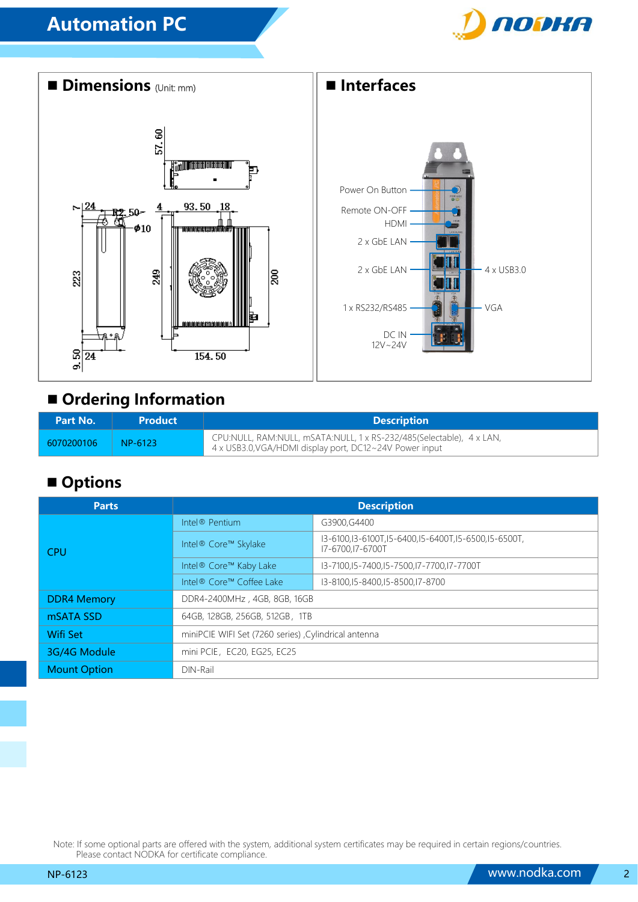## Dimensions (Unit: mm)

57. 60

24
R2. 50
Φ10
4
93. 50
18
223
249
200
9. 50
24
154. 50

## Interfaces

Power On Button
Remote ON-OFF
HDMI
2 x GbE LAN
2 x GbE LAN
4 x USB3.0
1 x RS232/RS485
VGA
DC IN
12V~24V

## Ordering Information

| Part No. | Product | Description |
|---|---|---|
| 6070200106 | NP-6123 | CPU:NULL, RAM:NULL, mSATA:NULL, 1 x RS-232/485(Selectable), 4 x LAN, 4 x USB3.0,VGA/HDMI display port, DC12~24V Power input |

## Options

| Parts | Description | |
|---|---|---|
| CPU | Intel® Pentium | G3900,G4400 |
| | Intel® Core™ Skylake | I3-6100,I3-6100T,I5-6400,I5-6400T,I5-6500,I5-6500T, I7-6700,I7-6700T |
| | Intel® Core™ Kaby Lake | I3-7100,I5-7400,I5-7500,I7-7700,I7-7700T |
| | Intel® Core™ Coffee Lake | I3-8100,I5-8400,I5-8500,I7-8700 |
| DDR4 Memory | DDR4-2400MHz , 4GB, 8GB, 16GB | |
| mSATA SSD | 64GB, 128GB, 256GB, 512GB, 1TB | |
| Wifi Set | miniPCIE WIFI Set (7260 series) ,Cylindrical antenna | |
| 3G/4G Module | mini PCIE, EC20, EG25, EC25 | |
| Mount Option | DIN-Rail | |

Note: If some optional parts are offered with the system, additional system certificates may be required in certain regions/countries. Please contact NODKA for certificate compliance.